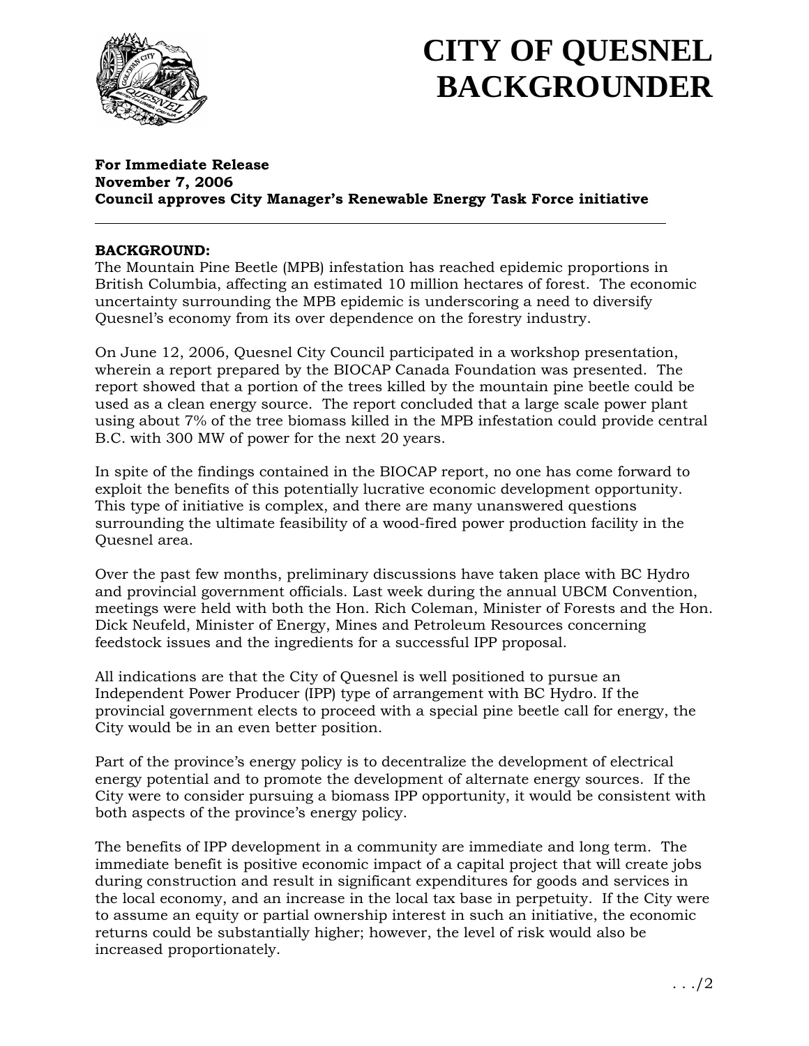# CITY OF QUESNEL BACKGROUNDER

**For Immediate Release**
**November 7, 2006**
**Council approves City Manager's Renewable Energy Task Force initiative**

---

**BACKGROUND:**
The Mountain Pine Beetle (MPB) infestation has reached epidemic proportions in British Columbia, affecting an estimated 10 million hectares of forest. The economic uncertainty surrounding the MPB epidemic is underscoring a need to diversify Quesnel's economy from its over dependence on the forestry industry.

On June 12, 2006, Quesnel City Council participated in a workshop presentation, wherein a report prepared by the BIOCAP Canada Foundation was presented. The report showed that a portion of the trees killed by the mountain pine beetle could be used as a clean energy source. The report concluded that a large scale power plant using about 7% of the tree biomass killed in the MPB infestation could provide central B.C. with 300 MW of power for the next 20 years.

In spite of the findings contained in the BIOCAP report, no one has come forward to exploit the benefits of this potentially lucrative economic development opportunity. This type of initiative is complex, and there are many unanswered questions surrounding the ultimate feasibility of a wood-fired power production facility in the Quesnel area.

Over the past few months, preliminary discussions have taken place with BC Hydro and provincial government officials. Last week during the annual UBCM Convention, meetings were held with both the Hon. Rich Coleman, Minister of Forests and the Hon. Dick Neufeld, Minister of Energy, Mines and Petroleum Resources concerning feedstock issues and the ingredients for a successful IPP proposal.

All indications are that the City of Quesnel is well positioned to pursue an Independent Power Producer (IPP) type of arrangement with BC Hydro. If the provincial government elects to proceed with a special pine beetle call for energy, the City would be in an even better position.

Part of the province's energy policy is to decentralize the development of electrical energy potential and to promote the development of alternate energy sources. If the City were to consider pursuing a biomass IPP opportunity, it would be consistent with both aspects of the province's energy policy.

The benefits of IPP development in a community are immediate and long term. The immediate benefit is positive economic impact of a capital project that will create jobs during construction and result in significant expenditures for goods and services in the local economy, and an increase in the local tax base in perpetuity. If the City were to assume an equity or partial ownership interest in such an initiative, the economic returns could be substantially higher; however, the level of risk would also be increased proportionately.

. . ./2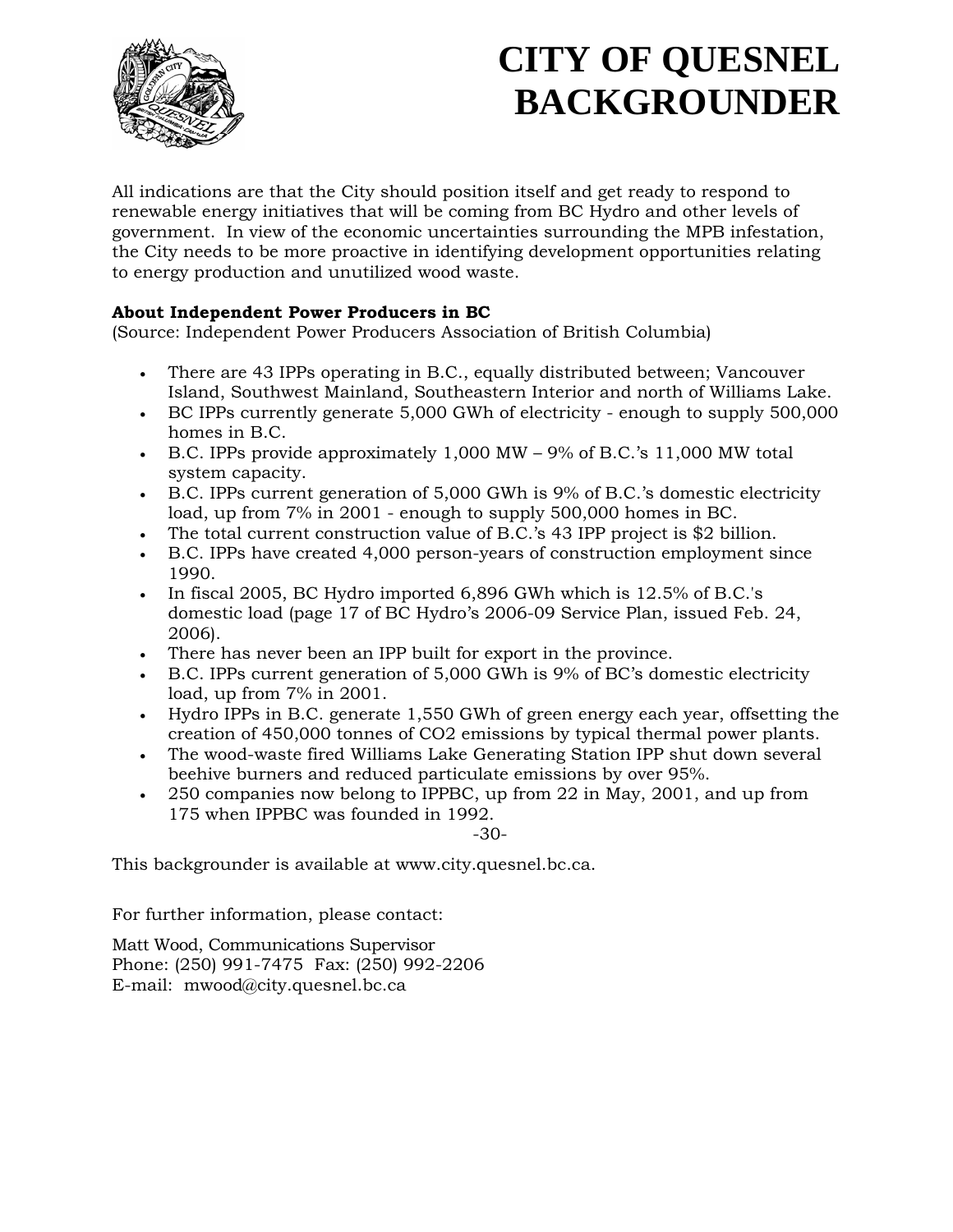// CITY OF QUESNEL BACKGROUNDER

All indications are that the City should position itself and get ready to respond to renewable energy initiatives that will be coming from BC Hydro and other levels of government. In view of the economic uncertainties surrounding the MPB infestation, the City needs to be more proactive in identifying development opportunities relating to energy production and unutilized wood waste.

**About Independent Power Producers in BC**
(Source: Independent Power Producers Association of British Columbia)

- There are 43 IPPs operating in B.C., equally distributed between; Vancouver Island, Southwest Mainland, Southeastern Interior and north of Williams Lake.
- BC IPPs currently generate 5,000 GWh of electricity - enough to supply 500,000 homes in B.C.
- B.C. IPPs provide approximately 1,000 MW – 9% of B.C.'s 11,000 MW total system capacity.
- B.C. IPPs current generation of 5,000 GWh is 9% of B.C.'s domestic electricity load, up from 7% in 2001 - enough to supply 500,000 homes in BC.
- The total current construction value of B.C.'s 43 IPP project is $2 billion.
- B.C. IPPs have created 4,000 person-years of construction employment since 1990.
- In fiscal 2005, BC Hydro imported 6,896 GWh which is 12.5% of B.C.'s domestic load (page 17 of BC Hydro's 2006-09 Service Plan, issued Feb. 24, 2006).
- There has never been an IPP built for export in the province.
- B.C. IPPs current generation of 5,000 GWh is 9% of BC's domestic electricity load, up from 7% in 2001.
- Hydro IPPs in B.C. generate 1,550 GWh of green energy each year, offsetting the creation of 450,000 tonnes of $CO_2$ emissions by typical thermal power plants.
- The wood-waste fired Williams Lake Generating Station IPP shut down several beehive burners and reduced particulate emissions by over 95%.
- 250 companies now belong to IPPBC, up from 22 in May, 2001, and up from 175 when IPPBC was founded in 1992.

-30-

This backgrounder is available at www.city.quesnel.bc.ca.

For further information, please contact:

Matt Wood, Communications Supervisor
Phone: (250) 991-7475 Fax: (250) 992-2206
E-mail: mwood@city.quesnel.bc.ca